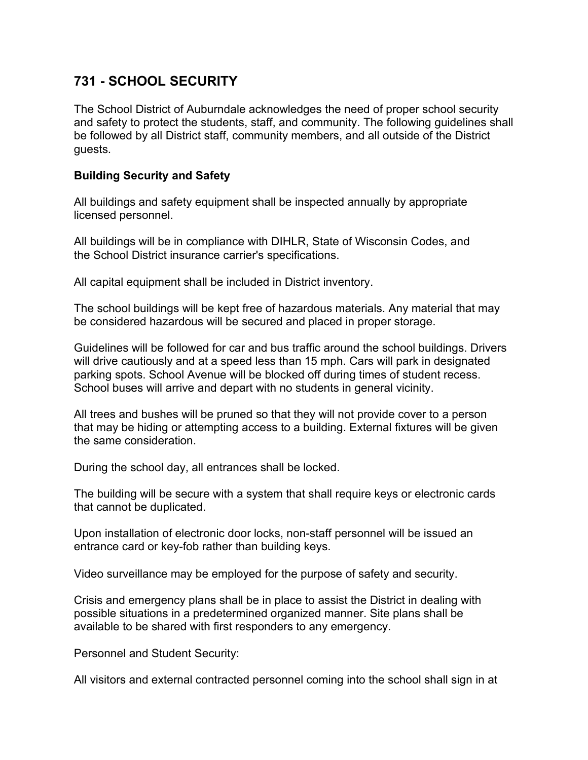## 731 - SCHOOL SECURITY

The School District of Auburndale acknowledges the need of proper school security and safety to protect the students, staff, and community. The following guidelines shall be followed by all District staff, community members, and all outside of the District guests.

### Building Security and Safety

All buildings and safety equipment shall be inspected annually by appropriate licensed personnel.

All buildings will be in compliance with DIHLR, State of Wisconsin Codes, and the School District insurance carrier's specifications.

All capital equipment shall be included in District inventory.

The school buildings will be kept free of hazardous materials. Any material that may be considered hazardous will be secured and placed in proper storage.

Guidelines will be followed for car and bus traffic around the school buildings. Drivers will drive cautiously and at a speed less than 15 mph. Cars will park in designated parking spots. School Avenue will be blocked off during times of student recess. School buses will arrive and depart with no students in general vicinity.

All trees and bushes will be pruned so that they will not provide cover to a person that may be hiding or attempting access to a building. External fixtures will be given the same consideration.

During the school day, all entrances shall be locked.

The building will be secure with a system that shall require keys or electronic cards that cannot be duplicated.

Upon installation of electronic door locks, non-staff personnel will be issued an entrance card or key-fob rather than building keys.

Video surveillance may be employed for the purpose of safety and security.

Crisis and emergency plans shall be in place to assist the District in dealing with possible situations in a predetermined organized manner. Site plans shall be available to be shared with first responders to any emergency.

Personnel and Student Security:

All visitors and external contracted personnel coming into the school shall sign in at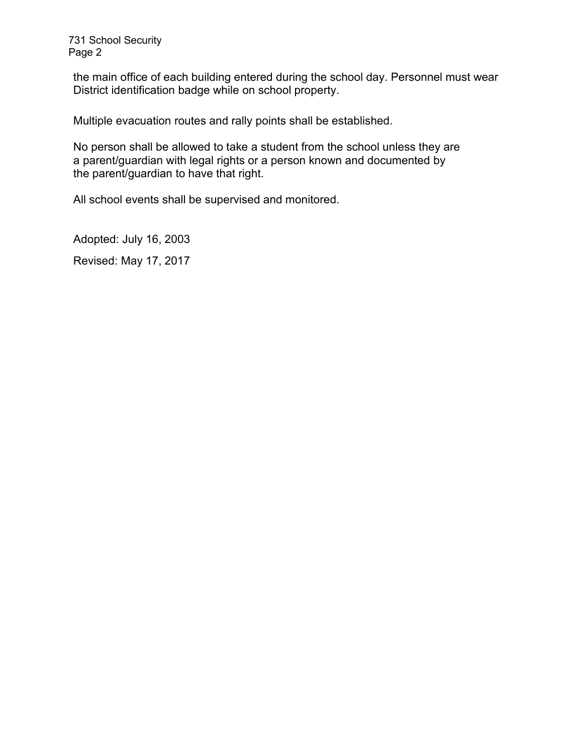the main office of each building entered during the school day. Personnel must wear District identification badge while on school property.

Multiple evacuation routes and rally points shall be established.

No person shall be allowed to take a student from the school unless they are a parent/guardian with legal rights or a person known and documented by the parent/guardian to have that right.

All school events shall be supervised and monitored.

Adopted: July 16, 2003

Revised: May 17, 2017